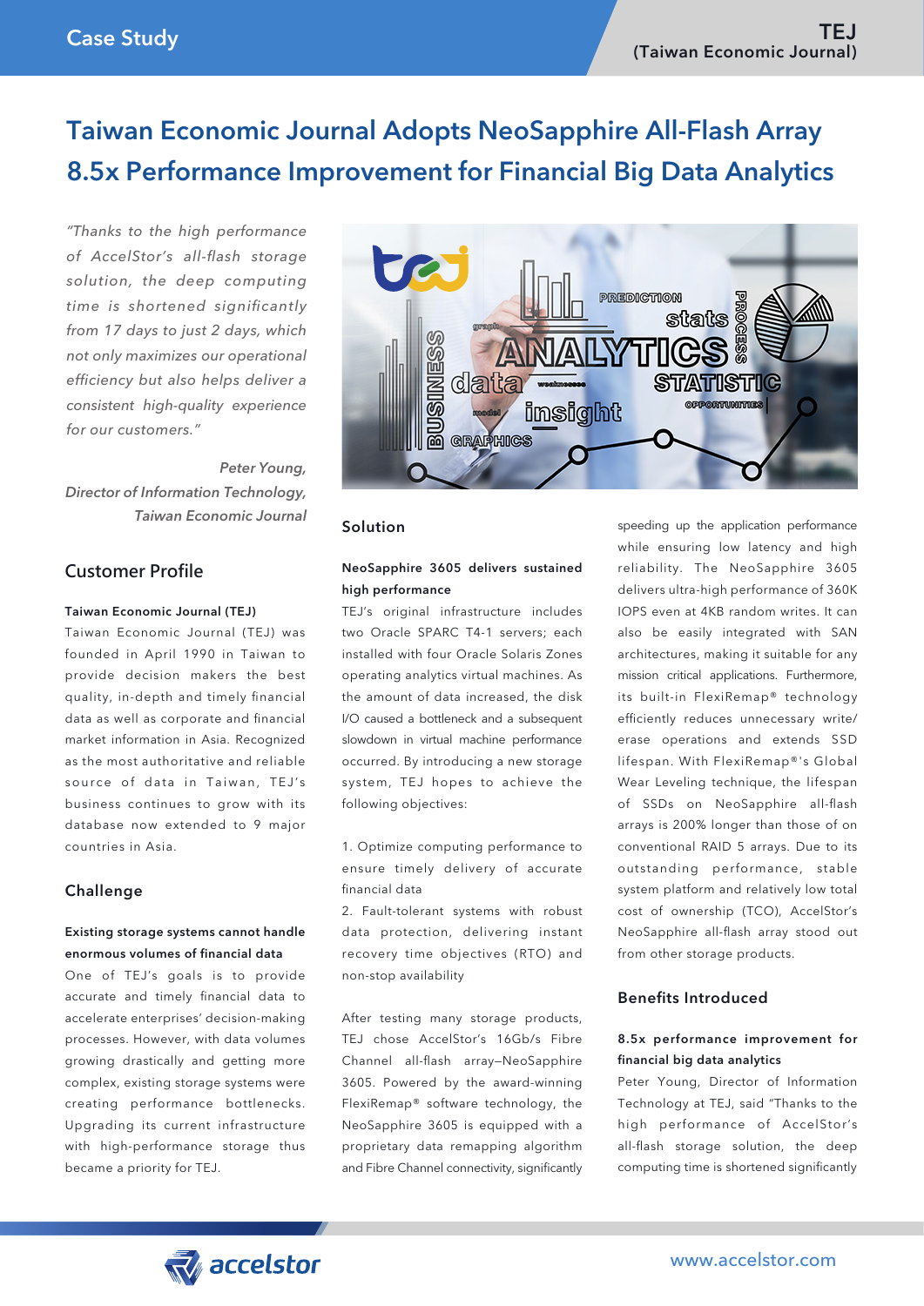Case Study

**TEJ (Taiwan Economic Journal)**

# Taiwan Economic Journal Adopts NeoSapphire All-Flash Array 8.5x Performance Improvement for Financial Big Data Analytics

*"Thanks to the high performance of AccelStor's all-flash storage solution, the deep computing time is shortened significantly from 17 days to just 2 days, which not only maximizes our operational efficiency but also helps deliver a consistent high-quality experience for our customers."*

*Peter Young, Director of Information Technology, Taiwan Economic Journal*

## Customer Profile

**Taiwan Economic Journal (TEJ)**

Taiwan Economic Journal (TEJ) was founded in April 1990 in Taiwan to provide decision makers the best quality, in-depth and timely financial data as well as corporate and financial market information in Asia. Recognized as the most authoritative and reliable source of data in Taiwan, TEJ's business continues to grow with its database now extended to 9 major countries in Asia.

## Challenge

**Existing storage systems cannot handle enormous volumes of financial data**

One of TEJ's goals is to provide accurate and timely financial data to accelerate enterprises' decision-making processes. However, with data volumes growing drastically and getting more complex, existing storage systems were creating performance bottlenecks. Upgrading its current infrastructure with high-performance storage thus became a priority for TEJ.

## Solution

**NeoSapphire 3605 delivers sustained high performance**

TEJ's original infrastructure includes two Oracle SPARC T4-1 servers; each installed with four Oracle Solaris Zones operating analytics virtual machines. As the amount of data increased, the disk I/O caused a bottleneck and a subsequent slowdown in virtual machine performance occurred. By introducing a new storage system, TEJ hopes to achieve the following objectives:

1. Optimize computing performance to ensure timely delivery of accurate financial data
2. Fault-tolerant systems with robust data protection, delivering instant recovery time objectives (RTO) and non-stop availability

After testing many storage products, TEJ chose AccelStor's 16Gb/s Fibre Channel all-flash array–NeoSapphire 3605. Powered by the award-winning FlexiRemap® software technology, the NeoSapphire 3605 is equipped with a proprietary data remapping algorithm and Fibre Channel connectivity, significantly speeding up the application performance while ensuring low latency and high reliability. The NeoSapphire 3605 delivers ultra-high performance of 360K IOPS even at 4KB random writes. It can also be easily integrated with SAN architectures, making it suitable for any mission critical applications. Furthermore, its built-in FlexiRemap® technology efficiently reduces unnecessary write/erase operations and extends SSD lifespan. With FlexiRemap®'s Global Wear Leveling technique, the lifespan of SSDs on NeoSapphire all-flash arrays is 200% longer than those of on conventional RAID 5 arrays. Due to its outstanding performance, stable system platform and relatively low total cost of ownership (TCO), AccelStor's NeoSapphire all-flash array stood out from other storage products.

## Benefits Introduced

**8.5x performance improvement for financial big data analytics**

Peter Young, Director of Information Technology at TEJ, said "Thanks to the high performance of AccelStor's all-flash storage solution, the deep computing time is shortened significantly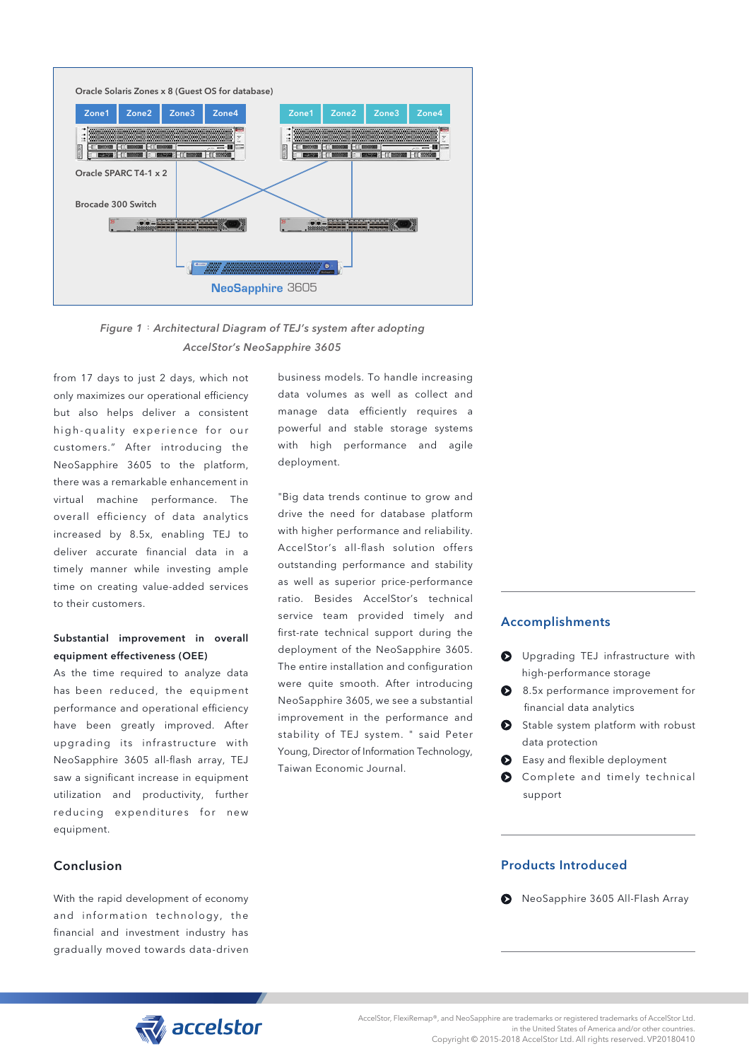Oracle Solaris Zones x 8 (Guest OS for database)

Zone1 Zone2 Zone3 Zone4

Zone1 Zone2 Zone3 Zone4

Oracle SPARC T4-1 x 2

Brocade 300 Switch

NeoSapphire 3605

*Figure 1：Architectural Diagram of TEJ's system after adopting AccelStor's NeoSapphire 3605*

from 17 days to just 2 days, which not only maximizes our operational efficiency but also helps deliver a consistent high-quality experience for our customers." After introducing the NeoSapphire 3605 to the platform, there was a remarkable enhancement in virtual machine performance. The overall efficiency of data analytics increased by 8.5x, enabling TEJ to deliver accurate financial data in a timely manner while investing ample time on creating value-added services to their customers.

**Substantial improvement in overall equipment effectiveness (OEE)**

As the time required to analyze data has been reduced, the equipment performance and operational efficiency have been greatly improved. After upgrading its infrastructure with NeoSapphire 3605 all-flash array, TEJ saw a significant increase in equipment utilization and productivity, further reducing expenditures for new equipment.

## Conclusion

With the rapid development of economy and information technology, the financial and investment industry has gradually moved towards data-driven business models. To handle increasing data volumes as well as collect and manage data efficiently requires a powerful and stable storage systems with high performance and agile deployment.

"Big data trends continue to grow and drive the need for database platform with higher performance and reliability. AccelStor's all-flash solution offers outstanding performance and stability as well as superior price-performance ratio. Besides AccelStor's technical service team provided timely and first-rate technical support during the deployment of the NeoSapphire 3605. The entire installation and configuration were quite smooth. After introducing NeoSapphire 3605, we see a substantial improvement in the performance and stability of TEJ system. " said Peter Young, Director of Information Technology, Taiwan Economic Journal.

## Accomplishments

- Upgrading TEJ infrastructure with high-performance storage
- 8.5x performance improvement for financial data analytics
- Stable system platform with robust data protection
- Easy and flexible deployment
- Complete and timely technical support

## Products Introduced

- NeoSapphire 3605 All-Flash Array

accelstor

AccelStor, FlexiRemap®, and NeoSapphire are trademarks or registered trademarks of AccelStor Ltd. in the United States of America and/or other countries.
Copyright © 2015-2018 AccelStor Ltd. All rights reserved. VP20180410